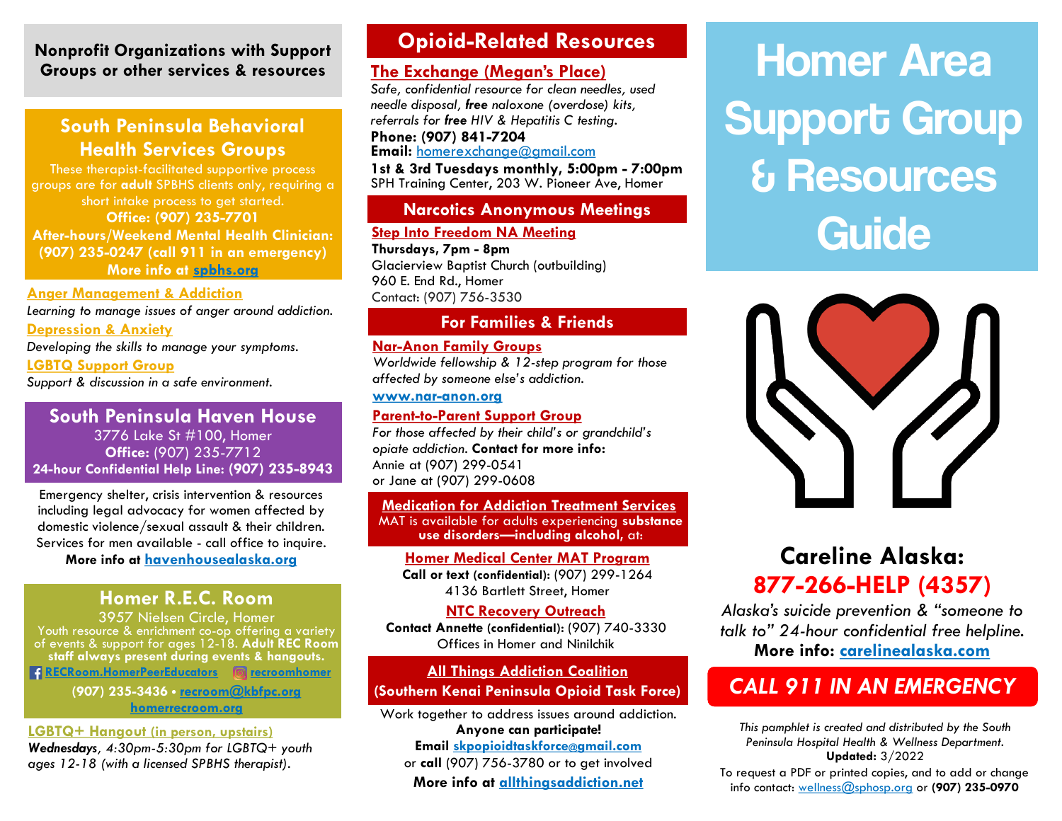# Homer Area Support Group & Resources Guide

## Nonprofit Organizations with Support Groups or other services & resources

### South Peninsula Behavioral Health Services Groups

These therapist-facilitated supportive process groups are for **adult** SPBHS clients only, requiring a short intake process to get started.

**Office: (907) 235-7701**

**After-hours/Weekend Mental Health Clinician: (907) 235-0247 (call 911 in an emergency)**

**More info at spbhs.org**

**Anger Management & Addiction**

*Learning to manage issues of anger around addiction.*

**Depression & Anxiety**

*Developing the skills to manage your symptoms.*

**LGBTQ Support Group**

*Support & discussion in a safe environment.*

### South Peninsula Haven House

3776 Lake St #100, Homer

**Office:** (907) 235-7712

**24-hour Confidential Help Line: (907) 235-8943**

Emergency shelter, crisis intervention & resources including legal advocacy for women affected by domestic violence/sexual assault & their children. Services for men available - call office to inquire.

**More info at havenhousealaska.org**

### Homer R.E.C. Room

3957 Nielsen Circle, Homer

Youth resource & enrichment co-op offering a variety of events & support for ages 12-18. **Adult REC Room staff always present during events & hangouts.**

RECRoom.HomerPeerEducators • recroomhomer

**(907) 235-3436 • recroom@kbfpc.org**

**homerrecroom.org**

**LGBTQ+ Hangout (in person, upstairs)**

***Wednesdays**, 4:30pm-5:30pm for LGBTQ+ youth ages 12-18 (with a licensed SPBHS therapist).*

## Opioid-Related Resources

**The Exchange (Megan's Place)**

*Safe, confidential resource for clean needles, used needle disposal, **free** naloxone (overdose) kits, referrals for **free** HIV & Hepatitis C testing.*

**Phone: (907) 841-7204**

**Email:** homerexchange@gmail.com

**1st & 3rd Tuesdays monthly, 5:00pm - 7:00pm**

SPH Training Center, 203 W. Pioneer Ave, Homer

### Narcotics Anonymous Meetings

**Step Into Freedom NA Meeting**

**Thursdays, 7pm - 8pm**

Glacierview Baptist Church (outbuilding)

960 E. End Rd., Homer

Contact: (907) 756-3530

### For Families & Friends

**Nar-Anon Family Groups**

*Worldwide fellowship & 12-step program for those affected by someone else's addiction.*

**www.nar-anon.org**

**Parent-to-Parent Support Group**

*For those affected by their child's or grandchild's opiate addiction.* **Contact for more info:**

Annie at (907) 299-0541

or Jane at (907) 299-0608

### Medication for Addiction Treatment Services

MAT is available for adults experiencing **substance use disorders—including alcohol**, at:

**Homer Medical Center MAT Program**

**Call or text (confidential):** (907) 299-1264

4136 Bartlett Street, Homer

**NTC Recovery Outreach**

**Contact Annette (confidential):** (907) 740-3330

Offices in Homer and Ninilchik

### All Things Addiction Coalition (Southern Kenai Peninsula Opioid Task Force)

Work together to address issues around addiction.

**Anyone can participate!**

**Email skpopioidtaskforce@gmail.com**

or **call** (907) 756-3780 or to get involved

**More info at allthingsaddiction.net**

## Careline Alaska: 877-266-HELP (4357)

*Alaska's suicide prevention & "someone to talk to" 24-hour confidential free helpline.*

**More info: carelinealaska.com**

## *CALL 911 IN AN EMERGENCY*

*This pamphlet is created and distributed by the South Peninsula Hospital Health & Wellness Department.*

**Updated:** 3/2022

To request a PDF or printed copies, and to add or change info contact: wellness@sphosp.org or **(907) 235-0970**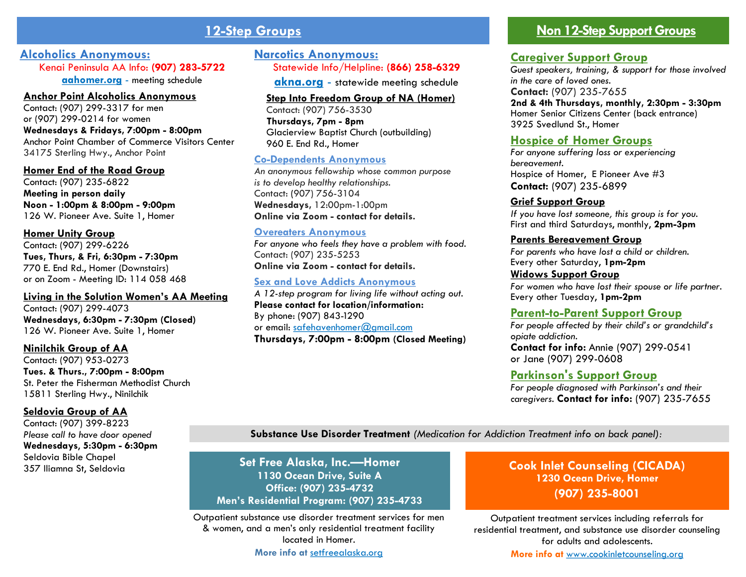## 12-Step Groups

### Alcoholics Anonymous:

Kenai Peninsula AA Info: **(907) 283-5722**

**aahomer.org** - meeting schedule

**Anchor Point Alcoholics Anonymous**
Contact: (907) 299-3317 for men
or (907) 299-0214 for women
**Wednesdays & Fridays, 7:00pm - 8:00pm**
Anchor Point Chamber of Commerce Visitors Center
34175 Sterling Hwy., Anchor Point

**Homer End of the Road Group**
Contact: (907) 235-6822
**Meeting in person daily**
**Noon - 1:00pm & 8:00pm - 9:00pm**
126 W. Pioneer Ave. Suite 1, Homer

**Homer Unity Group**
Contact: (907) 299-6226
**Tues, Thurs, & Fri, 6:30pm - 7:30pm**
770 E. End Rd., Homer (Downstairs)
or on Zoom - Meeting ID: 114 058 468

**Living in the Solution Women's AA Meeting**
Contact: (907) 299-4073
**Wednesdays, 6:30pm - 7:30pm (Closed)**
126 W. Pioneer Ave. Suite 1, Homer

**Ninilchik Group of AA**
Contact: (907) 953-0273
**Tues. & Thurs., 7:00pm - 8:00pm**
St. Peter the Fisherman Methodist Church
15811 Sterling Hwy., Ninilchik

**Seldovia Group of AA**
Contact: (907) 399-8223
*Please call to have door opened*
**Wednesdays, 5:30pm - 6:30pm**
Seldovia Bible Chapel
357 Iliamna St, Seldovia

### Narcotics Anonymous:

Statewide Info/Helpline: **(866) 258-6329**

**akna.org** - statewide meeting schedule

**Step Into Freedom Group of NA (Homer)**
Contact: (907) 756-3530
**Thursdays, 7pm - 8pm**
Glacierview Baptist Church (outbuilding)
960 E. End Rd., Homer

### Co-Dependents Anonymous

*An anonymous fellowship whose common purpose is to develop healthy relationships.*
Contact: (907) 756-3104
**Wednesdays**, 12:00pm-1:00pm
**Online via Zoom - contact for details.**

### Overeaters Anonymous

*For anyone who feels they have a problem with food.*
Contact: (907) 235-5253
**Online via Zoom - contact for details.**

### Sex and Love Addicts Anonymous

*A 12-step program for living life without acting out.*
**Please contact for location/information:**
By phone: (907) 843-1290
or email: safehavenhomer@gmail.com
**Thursdays, 7:00pm - 8:00pm (Closed Meeting)**

## Non 12-Step Support Groups

### Caregiver Support Group

*Guest speakers, training, & support for those involved in the care of loved ones.*
**Contact:** (907) 235-7655
**2nd & 4th Thursdays, monthly, 2:30pm - 3:30pm**
Homer Senior Citizens Center (back entrance)
3925 Svedlund St., Homer

### Hospice of Homer Groups

*For anyone suffering loss or experiencing bereavement.*
Hospice of Homer, E Pioneer Ave #3
**Contact:** (907) 235-6899

**Grief Support Group**
*If you have lost someone, this group is for you.*
First and third Saturdays, monthly, **2pm-3pm**

**Parents Bereavement Group**
*For parents who have lost a child or children.*
Every other Saturday, **1pm-2pm**

**Widows Support Group**
*For women who have lost their spouse or life partner.*
Every other Tuesday, **1pm-2pm**

### Parent-to-Parent Support Group

*For people affected by their child's or grandchild's opiate addiction.*
**Contact for info:** Annie (907) 299-0541
or Jane (907) 299-0608

### Parkinson's Support Group

*For people diagnosed with Parkinson's and their caregivers.* **Contact for info:** (907) 235-7655

## Substance Use Disorder Treatment *(Medication for Addiction Treatment info on back panel):*

### Set Free Alaska, Inc.—Homer

**1130 Ocean Drive, Suite A**
**Office: (907) 235-4732**
**Men's Residential Program: (907) 235-4733**

Outpatient substance use disorder treatment services for men & women, and a men's only residential treatment facility located in Homer.

**More info at** setfreealaska.org

### Cook Inlet Counseling (CICADA)

**1230 Ocean Drive, Homer**
**(907) 235-8001**

Outpatient treatment services including referrals for residential treatment, and substance use disorder counseling for adults and adolescents.

**More info at** www.cookinletcounseling.org